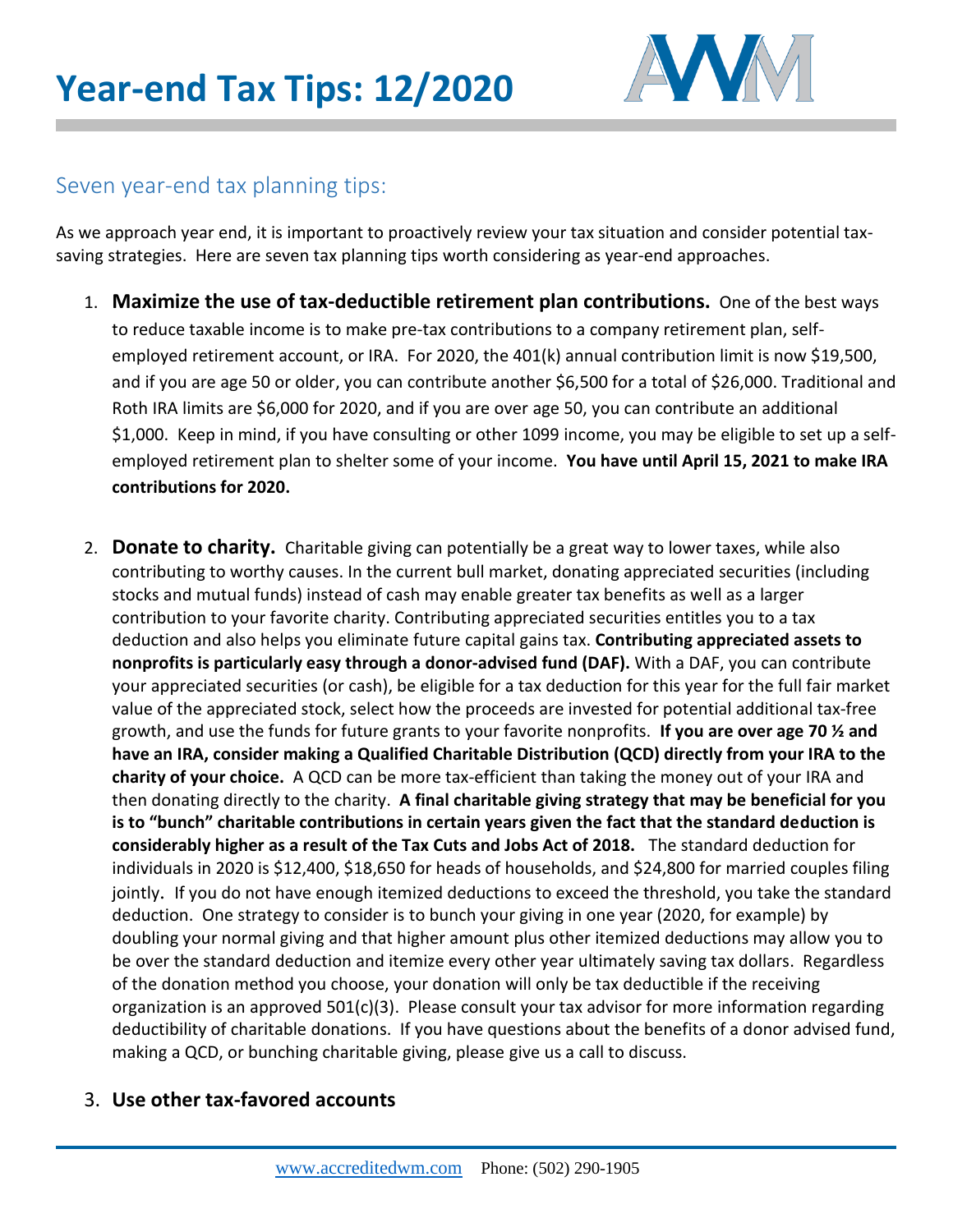# Year-end Tax Tips: 12/2020

## Seven year-end tax planning tips:

As we approach year end, it is important to proactively review your tax situation and consider potential tax-saving strategies. Here are seven tax planning tips worth considering as year-end approaches.

1. **Maximize the use of tax-deductible retirement plan contributions.** One of the best ways to reduce taxable income is to make pre-tax contributions to a company retirement plan, self-employed retirement account, or IRA. For 2020, the 401(k) annual contribution limit is now $19,500, and if you are age 50 or older, you can contribute another $6,500 for a total of $26,000. Traditional and Roth IRA limits are $6,000 for 2020, and if you are over age 50, you can contribute an additional $1,000. Keep in mind, if you have consulting or other 1099 income, you may be eligible to set up a self-employed retirement plan to shelter some of your income. **You have until April 15, 2021 to make IRA contributions for 2020.**

2. **Donate to charity.** Charitable giving can potentially be a great way to lower taxes, while also contributing to worthy causes. In the current bull market, donating appreciated securities (including stocks and mutual funds) instead of cash may enable greater tax benefits as well as a larger contribution to your favorite charity. Contributing appreciated securities entitles you to a tax deduction and also helps you eliminate future capital gains tax. **Contributing appreciated assets to nonprofits is particularly easy through a donor-advised fund (DAF).** With a DAF, you can contribute your appreciated securities (or cash), be eligible for a tax deduction for this year for the full fair market value of the appreciated stock, select how the proceeds are invested for potential additional tax-free growth, and use the funds for future grants to your favorite nonprofits. **If you are over age 70 ½ and have an IRA, consider making a Qualified Charitable Distribution (QCD) directly from your IRA to the charity of your choice.** A QCD can be more tax-efficient than taking the money out of your IRA and then donating directly to the charity. **A final charitable giving strategy that may be beneficial for you is to "bunch" charitable contributions in certain years given the fact that the standard deduction is considerably higher as a result of the Tax Cuts and Jobs Act of 2018.** The standard deduction for individuals in 2020 is $12,400, $18,650 for heads of households, and $24,800 for married couples filing jointly. If you do not have enough itemized deductions to exceed the threshold, you take the standard deduction. One strategy to consider is to bunch your giving in one year (2020, for example) by doubling your normal giving and that higher amount plus other itemized deductions may allow you to be over the standard deduction and itemize every other year ultimately saving tax dollars. Regardless of the donation method you choose, your donation will only be tax deductible if the receiving organization is an approved 501(c)(3). Please consult your tax advisor for more information regarding deductibility of charitable donations. If you have questions about the benefits of a donor advised fund, making a QCD, or bunching charitable giving, please give us a call to discuss.

3. **Use other tax-favored accounts**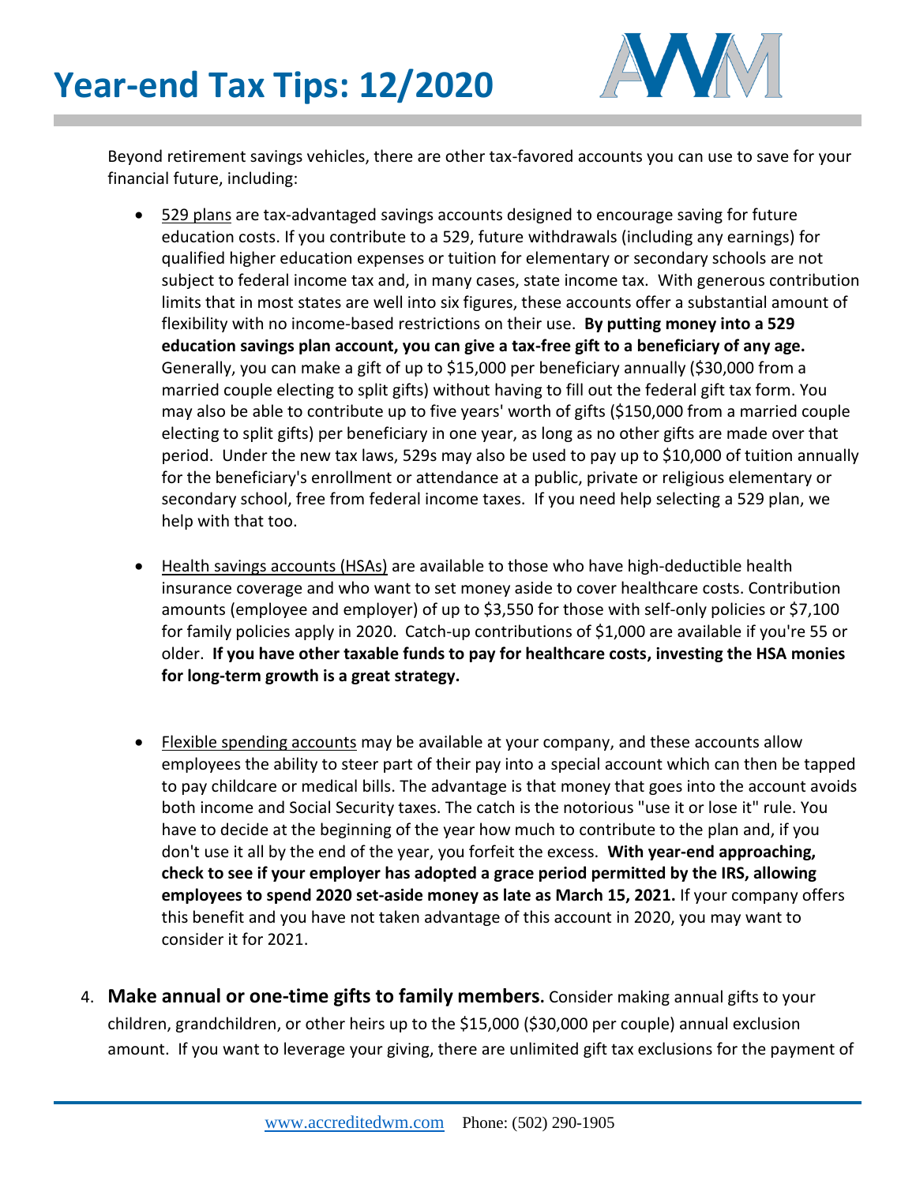Beyond retirement savings vehicles, there are other tax-favored accounts you can use to save for your financial future, including:

- 529 plans are tax-advantaged savings accounts designed to encourage saving for future education costs. If you contribute to a 529, future withdrawals (including any earnings) for qualified higher education expenses or tuition for elementary or secondary schools are not subject to federal income tax and, in many cases, state income tax. With generous contribution limits that in most states are well into six figures, these accounts offer a substantial amount of flexibility with no income-based restrictions on their use. **By putting money into a 529 education savings plan account, you can give a tax-free gift to a beneficiary of any age.** Generally, you can make a gift of up to $15,000 per beneficiary annually ($30,000 from a married couple electing to split gifts) without having to fill out the federal gift tax form. You may also be able to contribute up to five years' worth of gifts ($150,000 from a married couple electing to split gifts) per beneficiary in one year, as long as no other gifts are made over that period. Under the new tax laws, 529s may also be used to pay up to $10,000 of tuition annually for the beneficiary's enrollment or attendance at a public, private or religious elementary or secondary school, free from federal income taxes. If you need help selecting a 529 plan, we help with that too.

- Health savings accounts (HSAs) are available to those who have high-deductible health insurance coverage and who want to set money aside to cover healthcare costs. Contribution amounts (employee and employer) of up to $3,550 for those with self-only policies or $7,100 for family policies apply in 2020. Catch-up contributions of $1,000 are available if you're 55 or older. **If you have other taxable funds to pay for healthcare costs, investing the HSA monies for long-term growth is a great strategy.**

- Flexible spending accounts may be available at your company, and these accounts allow employees the ability to steer part of their pay into a special account which can then be tapped to pay childcare or medical bills. The advantage is that money that goes into the account avoids both income and Social Security taxes. The catch is the notorious "use it or lose it" rule. You have to decide at the beginning of the year how much to contribute to the plan and, if you don't use it all by the end of the year, you forfeit the excess. **With year-end approaching, check to see if your employer has adopted a grace period permitted by the IRS, allowing employees to spend 2020 set-aside money as late as March 15, 2021.** If your company offers this benefit and you have not taken advantage of this account in 2020, you may want to consider it for 2021.

4. **Make annual or one-time gifts to family members.** Consider making annual gifts to your children, grandchildren, or other heirs up to the $15,000 ($30,000 per couple) annual exclusion amount. If you want to leverage your giving, there are unlimited gift tax exclusions for the payment of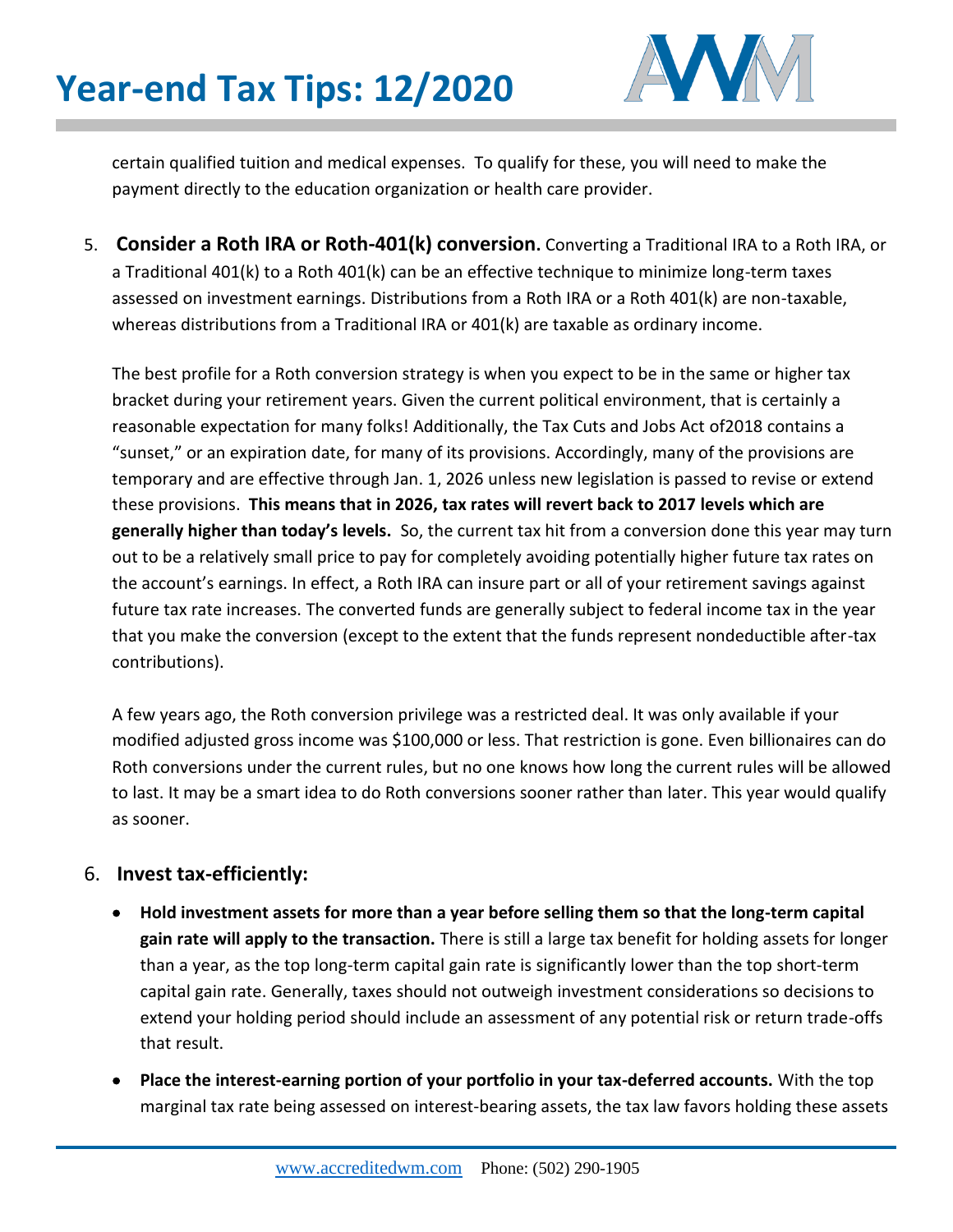certain qualified tuition and medical expenses. To qualify for these, you will need to make the payment directly to the education organization or health care provider.

5. **Consider a Roth IRA or Roth-401(k) conversion.** Converting a Traditional IRA to a Roth IRA, or a Traditional 401(k) to a Roth 401(k) can be an effective technique to minimize long-term taxes assessed on investment earnings. Distributions from a Roth IRA or a Roth 401(k) are non-taxable, whereas distributions from a Traditional IRA or 401(k) are taxable as ordinary income.

   The best profile for a Roth conversion strategy is when you expect to be in the same or higher tax bracket during your retirement years. Given the current political environment, that is certainly a reasonable expectation for many folks! Additionally, the Tax Cuts and Jobs Act of2018 contains a "sunset," or an expiration date, for many of its provisions. Accordingly, many of the provisions are temporary and are effective through Jan. 1, 2026 unless new legislation is passed to revise or extend these provisions. **This means that in 2026, tax rates will revert back to 2017 levels which are generally higher than today's levels.** So, the current tax hit from a conversion done this year may turn out to be a relatively small price to pay for completely avoiding potentially higher future tax rates on the account's earnings. In effect, a Roth IRA can insure part or all of your retirement savings against future tax rate increases. The converted funds are generally subject to federal income tax in the year that you make the conversion (except to the extent that the funds represent nondeductible after-tax contributions).

   A few years ago, the Roth conversion privilege was a restricted deal. It was only available if your modified adjusted gross income was $100,000 or less. That restriction is gone. Even billionaires can do Roth conversions under the current rules, but no one knows how long the current rules will be allowed to last. It may be a smart idea to do Roth conversions sooner rather than later. This year would qualify as sooner.

6. **Invest tax-efficiently:**

   - **Hold investment assets for more than a year before selling them so that the long-term capital gain rate will apply to the transaction.** There is still a large tax benefit for holding assets for longer than a year, as the top long-term capital gain rate is significantly lower than the top short-term capital gain rate. Generally, taxes should not outweigh investment considerations so decisions to extend your holding period should include an assessment of any potential risk or return trade-offs that result.
   - **Place the interest-earning portion of your portfolio in your tax-deferred accounts.** With the top marginal tax rate being assessed on interest-bearing assets, the tax law favors holding these assets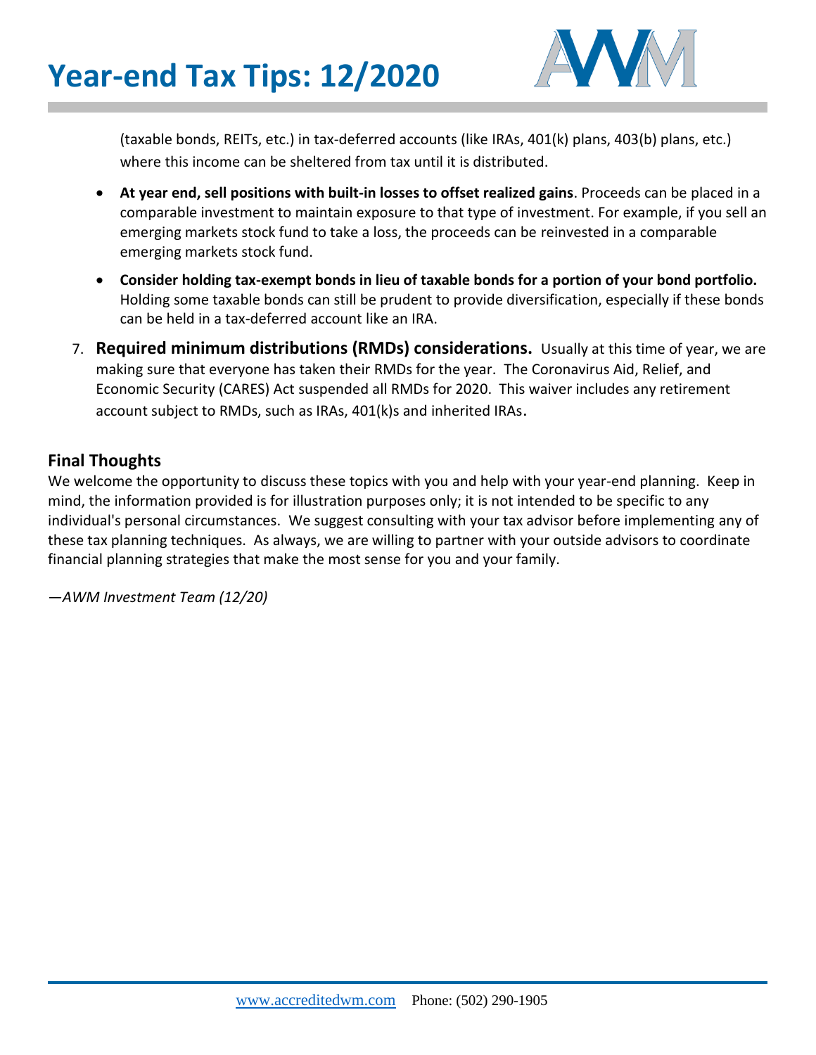(taxable bonds, REITs, etc.) in tax-deferred accounts (like IRAs, 401(k) plans, 403(b) plans, etc.) where this income can be sheltered from tax until it is distributed.

- **At year end, sell positions with built-in losses to offset realized gains**. Proceeds can be placed in a comparable investment to maintain exposure to that type of investment. For example, if you sell an emerging markets stock fund to take a loss, the proceeds can be reinvested in a comparable emerging markets stock fund.
- **Consider holding tax-exempt bonds in lieu of taxable bonds for a portion of your bond portfolio.** Holding some taxable bonds can still be prudent to provide diversification, especially if these bonds can be held in a tax-deferred account like an IRA.

7. **Required minimum distributions (RMDs) considerations.** Usually at this time of year, we are making sure that everyone has taken their RMDs for the year. The Coronavirus Aid, Relief, and Economic Security (CARES) Act suspended all RMDs for 2020. This waiver includes any retirement account subject to RMDs, such as IRAs, 401(k)s and inherited IRAs.

## Final Thoughts

We welcome the opportunity to discuss these topics with you and help with your year-end planning. Keep in mind, the information provided is for illustration purposes only; it is not intended to be specific to any individual's personal circumstances. We suggest consulting with your tax advisor before implementing any of these tax planning techniques. As always, we are willing to partner with your outside advisors to coordinate financial planning strategies that make the most sense for you and your family.

*—AWM Investment Team (12/20)*

www.accreditedwm.com Phone: (502) 290-1905